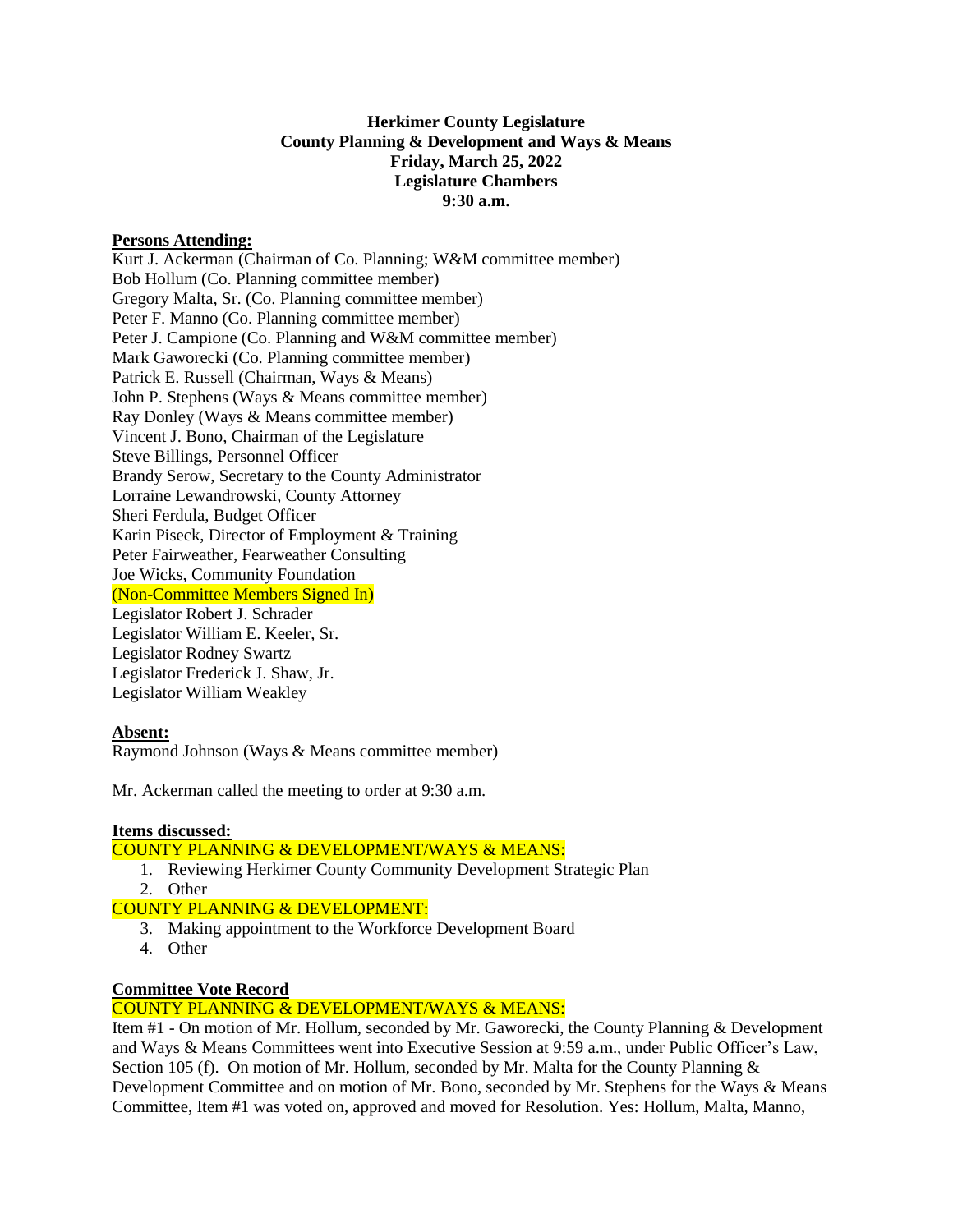**Herkimer County Legislature**
**County Planning & Development and Ways & Means**
**Friday, March 25, 2022**
**Legislature Chambers**
**9:30 a.m.**

**Persons Attending:**

Kurt J. Ackerman (Chairman of Co. Planning; W&M committee member)
Bob Hollum (Co. Planning committee member)
Gregory Malta, Sr. (Co. Planning committee member)
Peter F. Manno (Co. Planning committee member)
Peter J. Campione (Co. Planning and W&M committee member)
Mark Gaworecki (Co. Planning committee member)
Patrick E. Russell (Chairman, Ways & Means)
John P. Stephens (Ways & Means committee member)
Ray Donley (Ways & Means committee member)
Vincent J. Bono, Chairman of the Legislature
Steve Billings, Personnel Officer
Brandy Serow, Secretary to the County Administrator
Lorraine Lewandrowski, County Attorney
Sheri Ferdula, Budget Officer
Karin Piseck, Director of Employment & Training
Peter Fairweather, Fearweather Consulting
Joe Wicks, Community Foundation
(Non-Committee Members Signed In)
Legislator Robert J. Schrader
Legislator William E. Keeler, Sr.
Legislator Rodney Swartz
Legislator Frederick J. Shaw, Jr.
Legislator William Weakley

**Absent:**

Raymond Johnson (Ways & Means committee member)

Mr. Ackerman called the meeting to order at 9:30 a.m.

**Items discussed:**

COUNTY PLANNING & DEVELOPMENT/WAYS & MEANS:

1. Reviewing Herkimer County Community Development Strategic Plan
2. Other

COUNTY PLANNING & DEVELOPMENT:

3. Making appointment to the Workforce Development Board
4. Other

**Committee Vote Record**

COUNTY PLANNING & DEVELOPMENT/WAYS & MEANS:

Item #1 - On motion of Mr. Hollum, seconded by Mr. Gaworecki, the County Planning & Development and Ways & Means Committees went into Executive Session at 9:59 a.m., under Public Officer's Law, Section 105 (f). On motion of Mr. Hollum, seconded by Mr. Malta for the County Planning & Development Committee and on motion of Mr. Bono, seconded by Mr. Stephens for the Ways & Means Committee, Item #1 was voted on, approved and moved for Resolution. Yes: Hollum, Malta, Manno,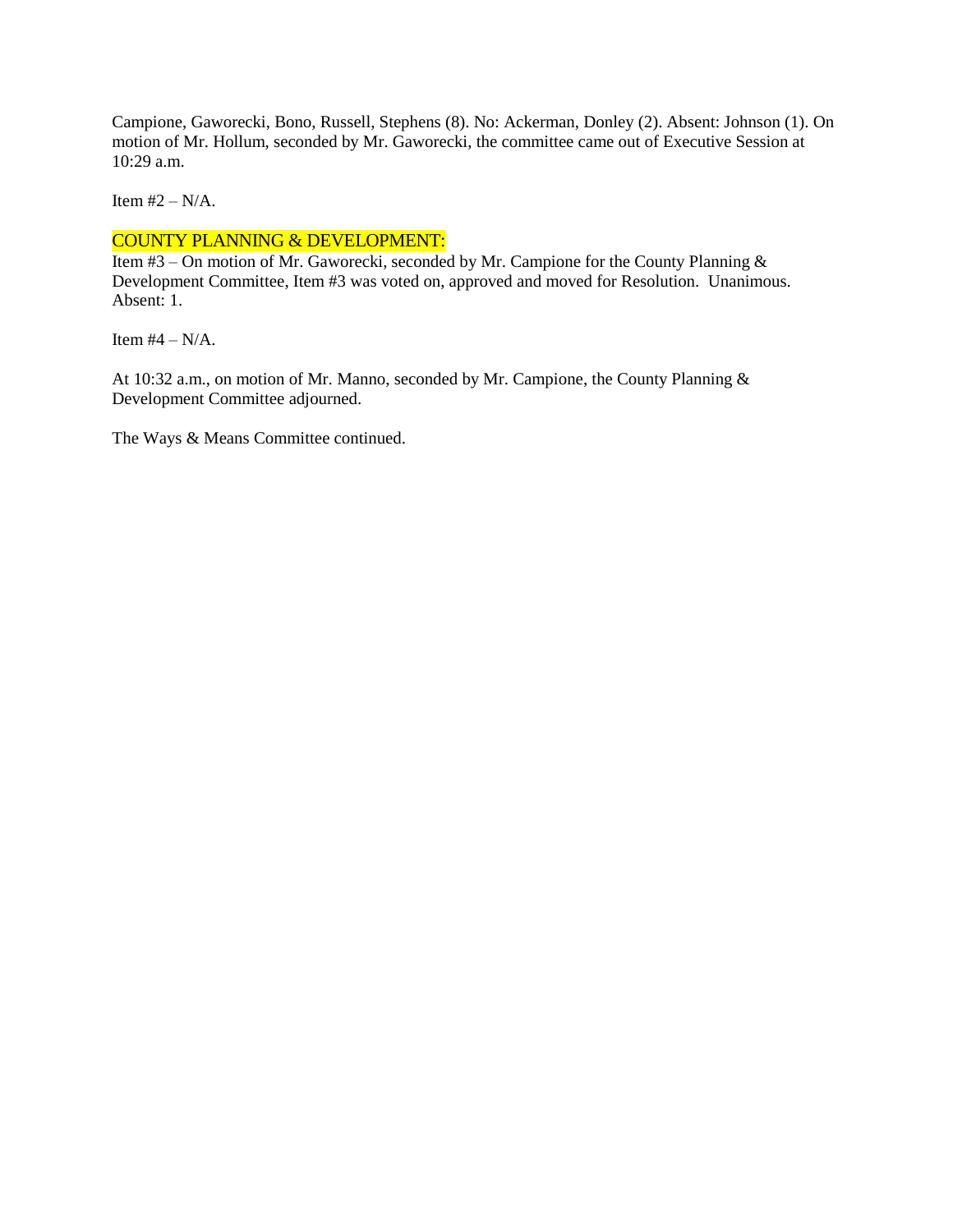Campione, Gaworecki, Bono, Russell, Stephens (8). No: Ackerman, Donley (2). Absent: Johnson (1). On motion of Mr. Hollum, seconded by Mr. Gaworecki, the committee came out of Executive Session at 10:29 a.m.

Item #2 – N/A.

COUNTY PLANNING & DEVELOPMENT:

Item #3 – On motion of Mr. Gaworecki, seconded by Mr. Campione for the County Planning & Development Committee, Item #3 was voted on, approved and moved for Resolution. Unanimous. Absent: 1.

Item #4 – N/A.

At 10:32 a.m., on motion of Mr. Manno, seconded by Mr. Campione, the County Planning & Development Committee adjourned.

The Ways & Means Committee continued.